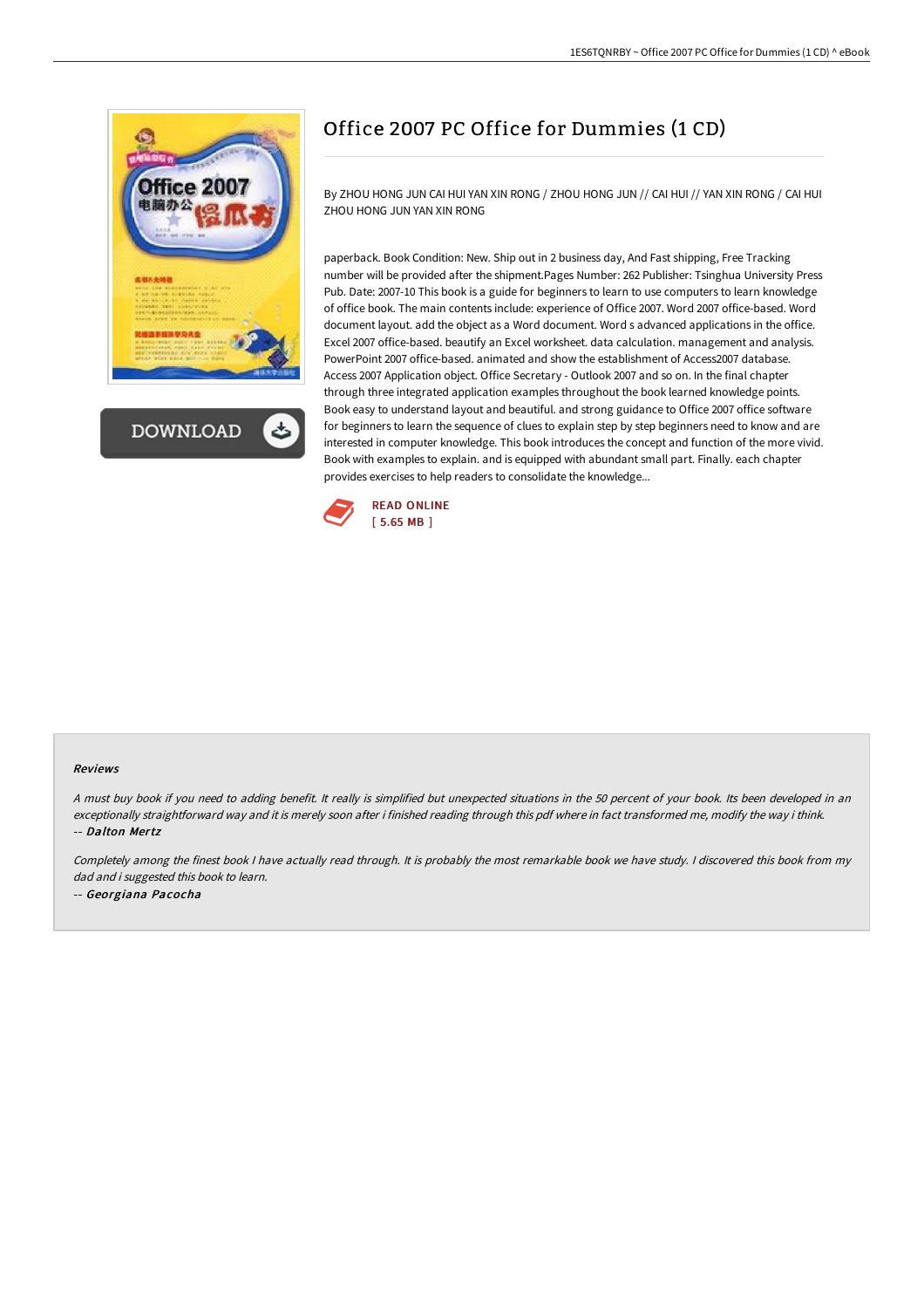# Office 2007 PC Office for Dummies (1 CD)

By ZHOU HONG JUN CAI HUI YAN XIN RONG / ZHOU HONG JUN // CAI HUI // YAN XIN RONG / CAI HUI ZHOU HONG JUN YAN XIN RONG

paperback. Book Condition: New. Ship out in 2 business day, And Fast shipping, Free Tracking number will be provided after the shipment.Pages Number: 262 Publisher: Tsinghua University Press Pub. Date: 2007-10 This book is a guide for beginners to learn to use computers to learn knowledge of office book. The main contents include: experience of Office 2007. Word 2007 office-based. Word document layout. add the object as a Word document. Word s advanced applications in the office. Excel 2007 office-based. beautify an Excel worksheet. data calculation. management and analysis. PowerPoint 2007 office-based. animated and show the establishment of Access2007 database. Access 2007 Application object. Office Secretary - Outlook 2007 and so on. In the final chapter through three integrated application examples throughout the book learned knowledge points. Book easy to understand layout and beautiful. and strong guidance to Office 2007 office software for beginners to learn the sequence of clues to explain step by step beginners need to know and are interested in computer knowledge. This book introduces the concept and function of the more vivid. Book with examples to explain. and is equipped with abundant small part. Finally. each chapter provides exercises to help readers to consolidate the knowledge...

READ ONLINE
[ 5.65 MB ]

## Reviews

*A must buy book if you need to adding benefit. It really is simplified but unexpected situations in the 50 percent of your book. Its been developed in an exceptionally straightforward way and it is merely soon after i finished reading through this pdf where in fact transformed me, modify the way i think.*
-- *Dalton Mertz*

*Completely among the finest book I have actually read through. It is probably the most remarkable book we have study. I discovered this book from my dad and i suggested this book to learn.*
-- *Georgiana Pacocha*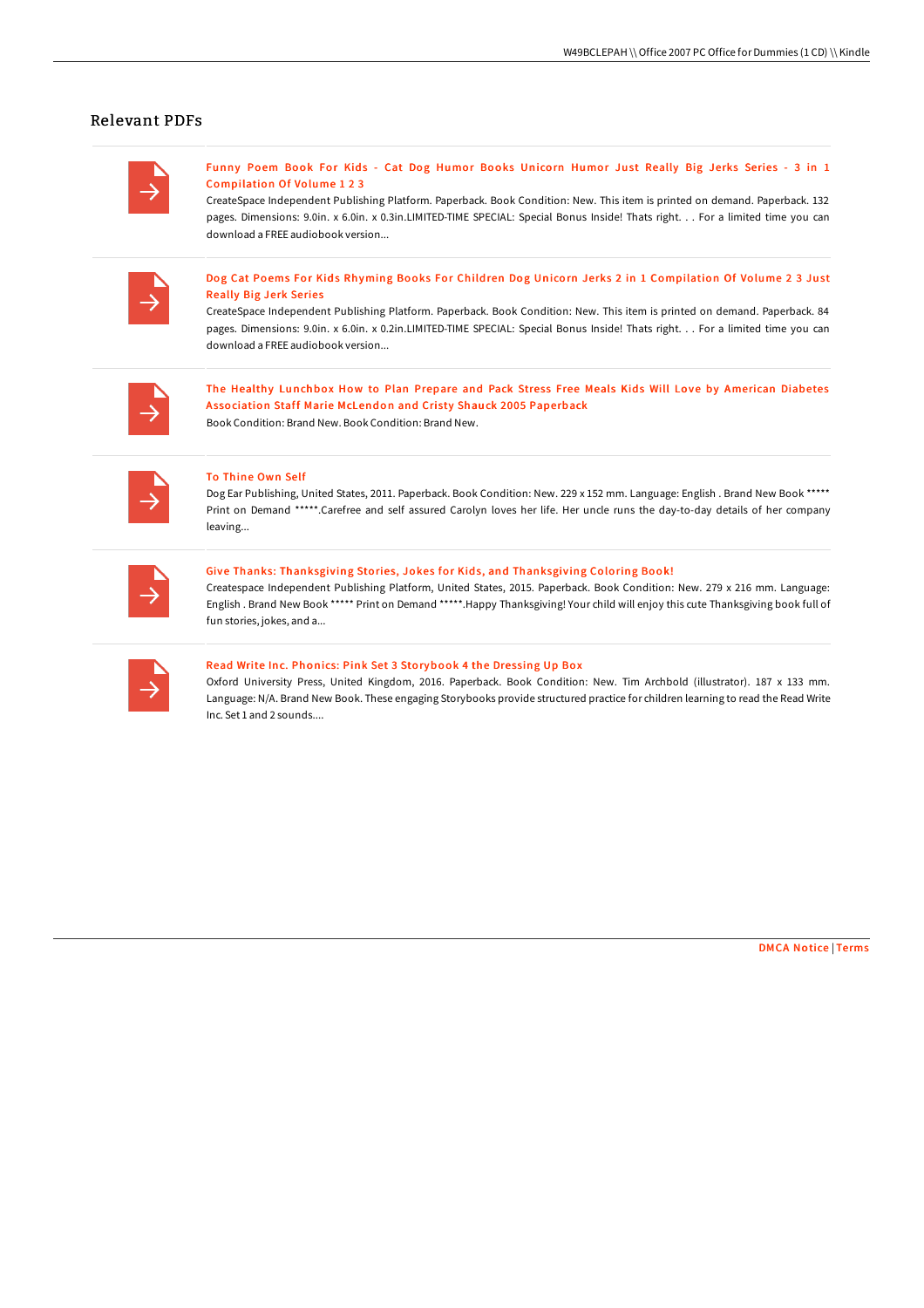## Relevant PDFs

**Funny Poem Book For Kids - Cat Dog Humor Books Unicorn Humor Just Really Big Jerks Series - 3 in 1 Compilation Of Volume 1 2 3**

CreateSpace Independent Publishing Platform. Paperback. Book Condition: New. This item is printed on demand. Paperback. 132 pages. Dimensions: 9.0in. x 6.0in. x 0.3in.LIMITED-TIME SPECIAL: Special Bonus Inside! Thats right. . . For a limited time you can download a FREE audiobook version...

**Dog Cat Poems For Kids Rhyming Books For Children Dog Unicorn Jerks 2 in 1 Compilation Of Volume 2 3 Just Really Big Jerk Series**

CreateSpace Independent Publishing Platform. Paperback. Book Condition: New. This item is printed on demand. Paperback. 84 pages. Dimensions: 9.0in. x 6.0in. x 0.2in.LIMITED-TIME SPECIAL: Special Bonus Inside! Thats right. . . For a limited time you can download a FREE audiobook version...

**The Healthy Lunchbox How to Plan Prepare and Pack Stress Free Meals Kids Will Love by American Diabetes Association Staff Marie McLendon and Cristy Shauck 2005 Paperback**

Book Condition: Brand New. Book Condition: Brand New.

**To Thine Own Self**

Dog Ear Publishing, United States, 2011. Paperback. Book Condition: New. 229 x 152 mm. Language: English . Brand New Book ***** Print on Demand *****.Carefree and self assured Carolyn loves her life. Her uncle runs the day-to-day details of her company leaving...

**Give Thanks: Thanksgiving Stories, Jokes for Kids, and Thanksgiving Coloring Book!**

Createspace Independent Publishing Platform, United States, 2015. Paperback. Book Condition: New. 279 x 216 mm. Language: English . Brand New Book ***** Print on Demand *****.Happy Thanksgiving! Your child will enjoy this cute Thanksgiving book full of fun stories, jokes, and a...

**Read Write Inc. Phonics: Pink Set 3 Storybook 4 the Dressing Up Box**

Oxford University Press, United Kingdom, 2016. Paperback. Book Condition: New. Tim Archbold (illustrator). 187 x 133 mm. Language: N/A. Brand New Book. These engaging Storybooks provide structured practice for children learning to read the Read Write Inc. Set 1 and 2 sounds....

DMCA Notice | Terms